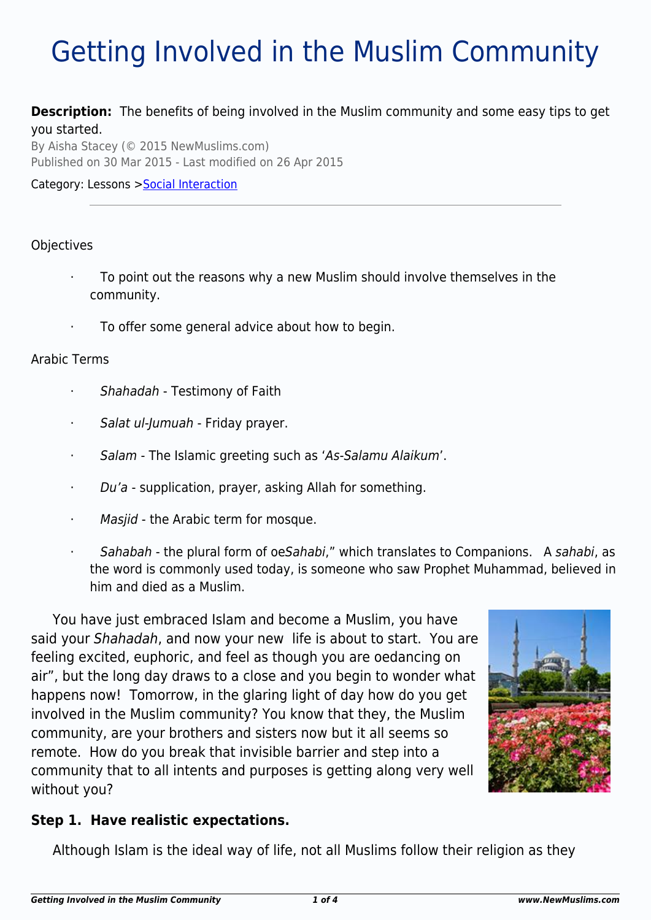# Getting Involved in the Muslim Community

**Description:** The benefits of being involved in the Muslim community and some easy tips to get you started.

By Aisha Stacey (© 2015 NewMuslims.com)
Published on 30 Mar 2015 - Last modified on 26 Apr 2015

Category: Lessons > Social Interaction

---

Objectives

- To point out the reasons why a new Muslim should involve themselves in the community.
- To offer some general advice about how to begin.

Arabic Terms

- *Shahadah* - Testimony of Faith
- *Salat ul-Jumuah* - Friday prayer.
- *Salam* - The Islamic greeting such as '*As-Salamu Alaikum*'.
- *Du'a* - supplication, prayer, asking Allah for something.
- *Masjid* - the Arabic term for mosque.
- *Sahabah* - the plural form of oe*Sahabi*," which translates to Companions. A *sahabi*, as the word is commonly used today, is someone who saw Prophet Muhammad, believed in him and died as a Muslim.

You have just embraced Islam and become a Muslim, you have said your *Shahadah*, and now your new life is about to start. You are feeling excited, euphoric, and feel as though you are oedancing on air", but the long day draws to a close and you begin to wonder what happens now! Tomorrow, in the glaring light of day how do you get involved in the Muslim community? You know that they, the Muslim community, are your brothers and sisters now but it all seems so remote. How do you break that invisible barrier and step into a community that to all intents and purposes is getting along very well without you?

### Step 1. Have realistic expectations.

Although Islam is the ideal way of life, not all Muslims follow their religion as they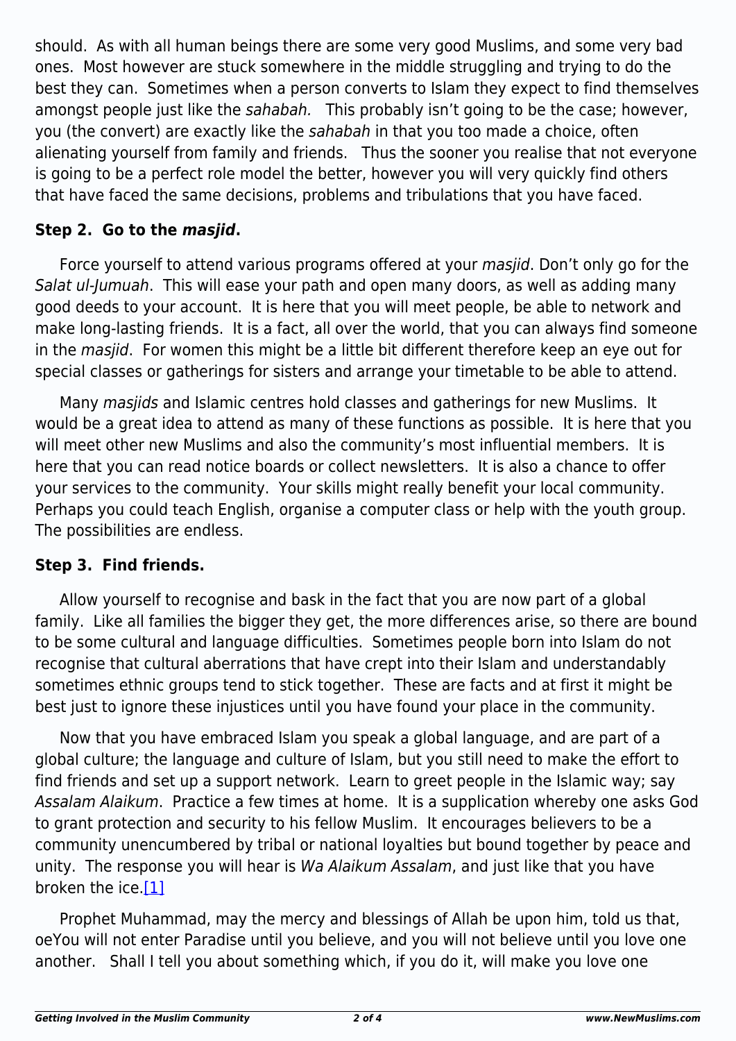should. As with all human beings there are some very good Muslims, and some very bad ones. Most however are stuck somewhere in the middle struggling and trying to do the best they can. Sometimes when a person converts to Islam they expect to find themselves amongst people just like the *sahabah.* This probably isn't going to be the case; however, you (the convert) are exactly like the *sahabah* in that you too made a choice, often alienating yourself from family and friends. Thus the sooner you realise that not everyone is going to be a perfect role model the better, however you will very quickly find others that have faced the same decisions, problems and tribulations that you have faced.

### Step 2. Go to the *masjid*.

Force yourself to attend various programs offered at your *masjid*. Don't only go for the *Salat ul-Jumuah*. This will ease your path and open many doors, as well as adding many good deeds to your account. It is here that you will meet people, be able to network and make long-lasting friends. It is a fact, all over the world, that you can always find someone in the *masjid*. For women this might be a little bit different therefore keep an eye out for special classes or gatherings for sisters and arrange your timetable to be able to attend.

Many *masjids* and Islamic centres hold classes and gatherings for new Muslims. It would be a great idea to attend as many of these functions as possible. It is here that you will meet other new Muslims and also the community's most influential members. It is here that you can read notice boards or collect newsletters. It is also a chance to offer your services to the community. Your skills might really benefit your local community. Perhaps you could teach English, organise a computer class or help with the youth group. The possibilities are endless.

### Step 3. Find friends.

Allow yourself to recognise and bask in the fact that you are now part of a global family. Like all families the bigger they get, the more differences arise, so there are bound to be some cultural and language difficulties. Sometimes people born into Islam do not recognise that cultural aberrations that have crept into their Islam and understandably sometimes ethnic groups tend to stick together. These are facts and at first it might be best just to ignore these injustices until you have found your place in the community.

Now that you have embraced Islam you speak a global language, and are part of a global culture; the language and culture of Islam, but you still need to make the effort to find friends and set up a support network. Learn to greet people in the Islamic way; say *Assalam Alaikum*. Practice a few times at home. It is a supplication whereby one asks God to grant protection and security to his fellow Muslim. It encourages believers to be a community unencumbered by tribal or national loyalties but bound together by peace and unity. The response you will hear is *Wa Alaikum Assalam*, and just like that you have broken the ice.[1]

Prophet Muhammad, may the mercy and blessings of Allah be upon him, told us that, œYou will not enter Paradise until you believe, and you will not believe until you love one another. Shall I tell you about something which, if you do it, will make you love one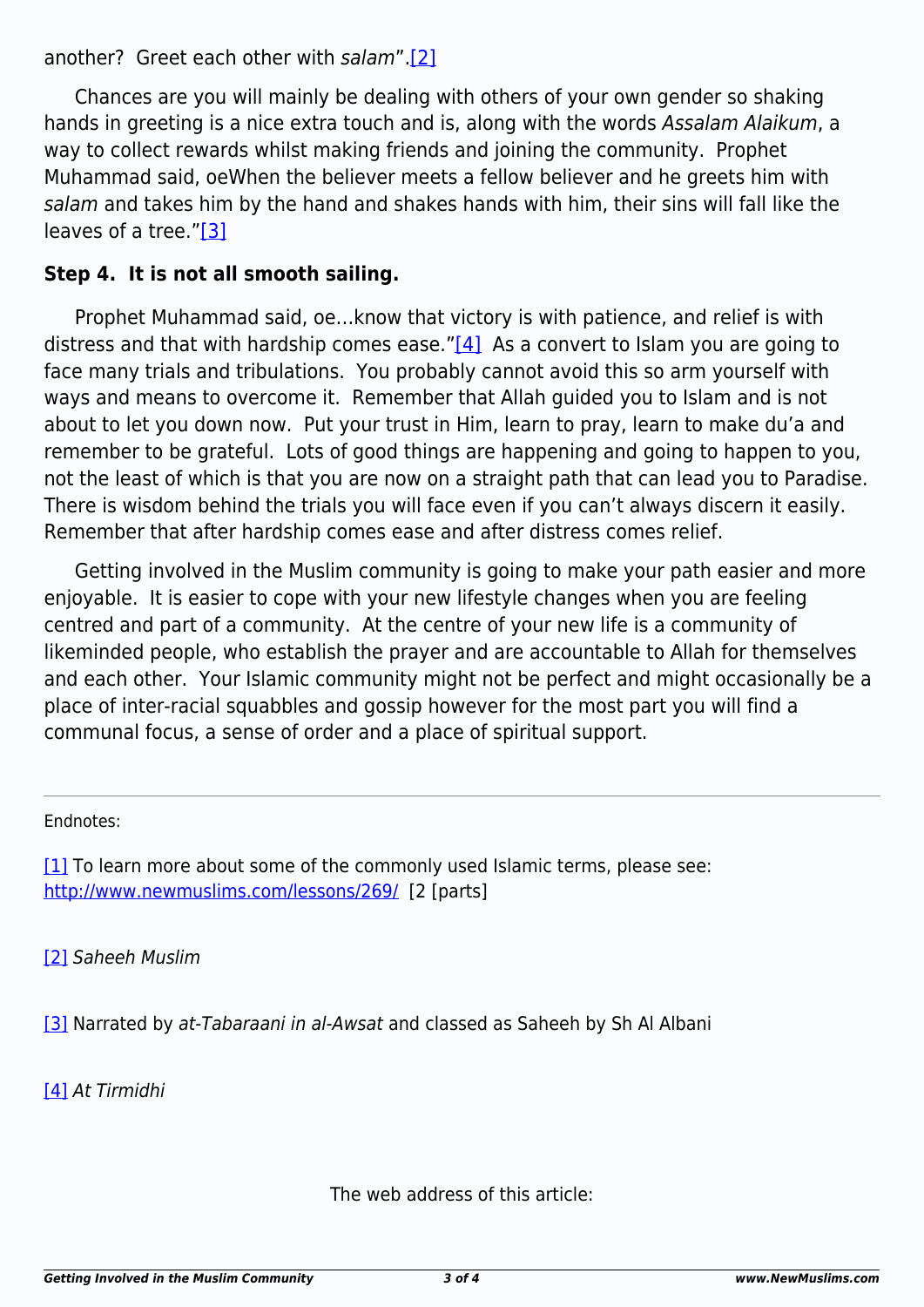another?  Greet each other with *salam*".[2]

Chances are you will mainly be dealing with others of your own gender so shaking hands in greeting is a nice extra touch and is, along with the words *Assalam Alaikum*, a way to collect rewards whilst making friends and joining the community.  Prophet Muhammad said, oeWhen the believer meets a fellow believer and he greets him with *salam* and takes him by the hand and shakes hands with him, their sins will fall like the leaves of a tree."[3]

**Step 4.  It is not all smooth sailing.**

Prophet Muhammad said, oe…know that victory is with patience, and relief is with distress and that with hardship comes ease."[4]  As a convert to Islam you are going to face many trials and tribulations.  You probably cannot avoid this so arm yourself with ways and means to overcome it.  Remember that Allah guided you to Islam and is not about to let you down now.  Put your trust in Him, learn to pray, learn to make du'a and remember to be grateful.  Lots of good things are happening and going to happen to you, not the least of which is that you are now on a straight path that can lead you to Paradise.  There is wisdom behind the trials you will face even if you can't always discern it easily.  Remember that after hardship comes ease and after distress comes relief.

Getting involved in the Muslim community is going to make your path easier and more enjoyable.  It is easier to cope with your new lifestyle changes when you are feeling centred and part of a community.  At the centre of your new life is a community of likeminded people, who establish the prayer and are accountable to Allah for themselves and each other.  Your Islamic community might not be perfect and might occasionally be a place of inter-racial squabbles and gossip however for the most part you will find a communal focus, a sense of order and a place of spiritual support.

---

Endnotes:

[1] To learn more about some of the commonly used Islamic terms, please see: http://www.newmuslims.com/lessons/269/  [2 [parts]

[2] *Saheeh Muslim*

[3] Narrated by *at-Tabaraani in al-Awsat* and classed as Saheeh by Sh Al Albani

[4] *At Tirmidhi*

The web address of this article: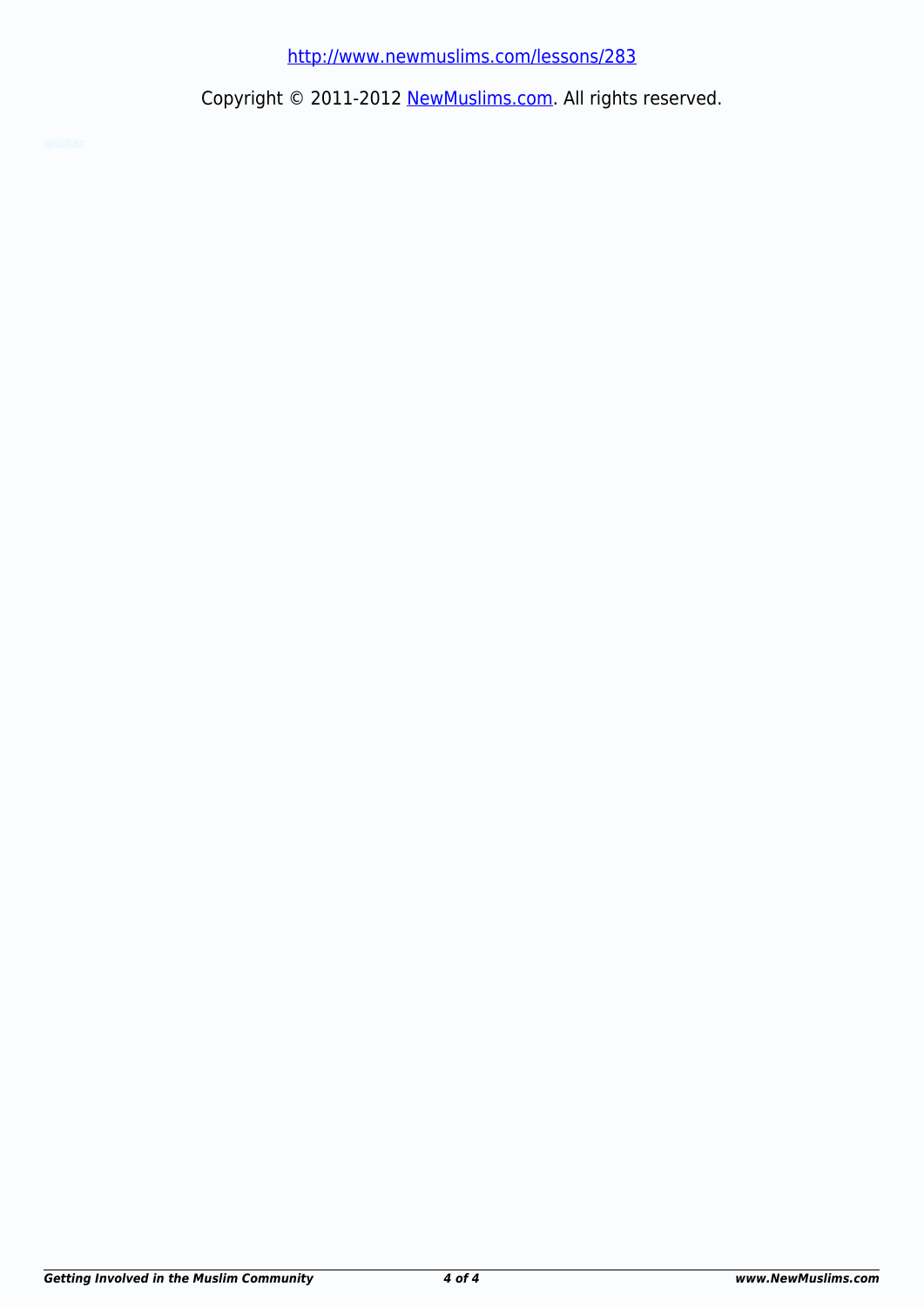http://www.newmuslims.com/lessons/283

Copyright © 2011-2012 NewMuslims.com. All rights reserved.

ajsultan